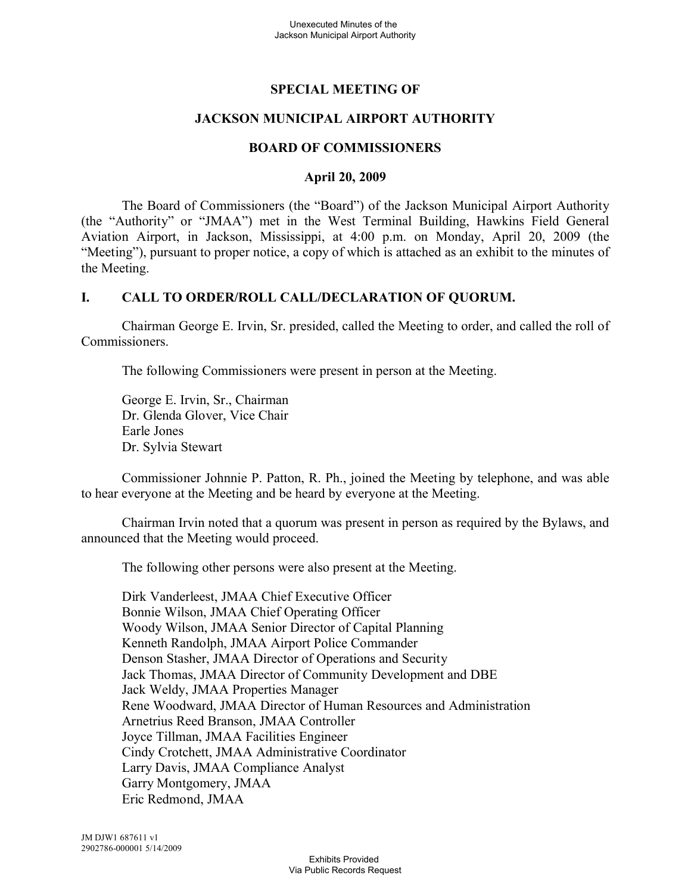# SPECIAL MEETING OF

# JACKSON MUNICIPAL AIRPORT AUTHORITY

# BOARD OF COMMISSIONERS

## April 20, 2009

The Board of Commissioners (the "Board") of the Jackson Municipal Airport Authority (the "Authority" or "JMAA") met in the West Terminal Building, Hawkins Field General Aviation Airport, in Jackson, Mississippi, at 4:00 p.m. on Monday, April 20, 2009 (the "Meeting"), pursuant to proper notice, a copy of which is attached as an exhibit to the minutes of the Meeting.

## I. CALL TO ORDER/ROLL CALL/DECLARATION OF QUORUM.

Chairman George E. Irvin, Sr. presided, called the Meeting to order, and called the roll of Commissioners.

The following Commissioners were present in person at the Meeting.

George E. Irvin, Sr., Chairman
Dr. Glenda Glover, Vice Chair
Earle Jones
Dr. Sylvia Stewart

Commissioner Johnnie P. Patton, R. Ph., joined the Meeting by telephone, and was able to hear everyone at the Meeting and be heard by everyone at the Meeting.

Chairman Irvin noted that a quorum was present in person as required by the Bylaws, and announced that the Meeting would proceed.

The following other persons were also present at the Meeting.

Dirk Vanderleest, JMAA Chief Executive Officer
Bonnie Wilson, JMAA Chief Operating Officer
Woody Wilson, JMAA Senior Director of Capital Planning
Kenneth Randolph, JMAA Airport Police Commander
Denson Stasher, JMAA Director of Operations and Security
Jack Thomas, JMAA Director of Community Development and DBE
Jack Weldy, JMAA Properties Manager
Rene Woodward, JMAA Director of Human Resources and Administration
Arnetrius Reed Branson, JMAA Controller
Joyce Tillman, JMAA Facilities Engineer
Cindy Crotchett, JMAA Administrative Coordinator
Larry Davis, JMAA Compliance Analyst
Garry Montgomery, JMAA
Eric Redmond, JMAA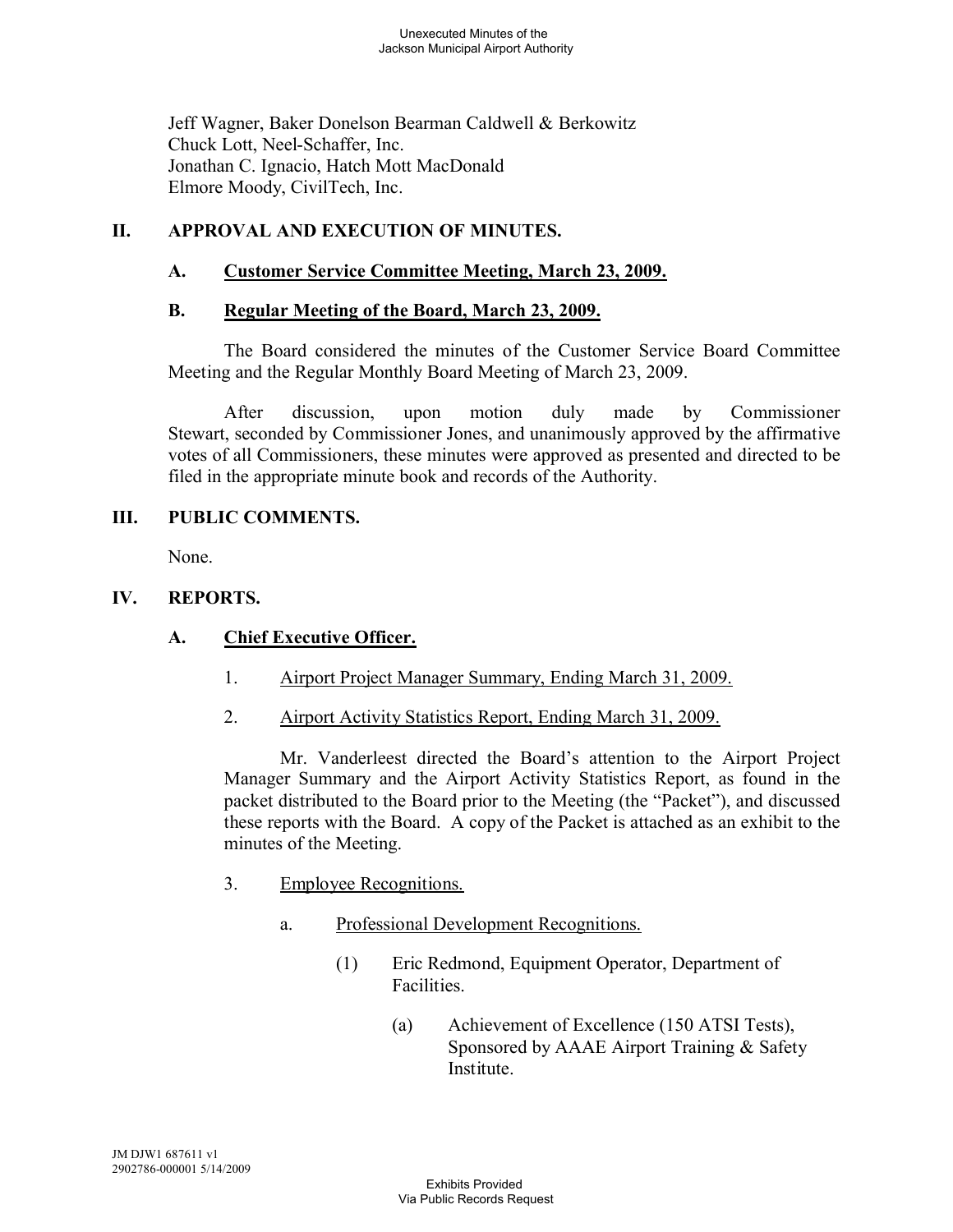Jeff Wagner, Baker Donelson Bearman Caldwell & Berkowitz
Chuck Lott, Neel-Schaffer, Inc.
Jonathan C. Ignacio, Hatch Mott MacDonald
Elmore Moody, CivilTech, Inc.

## II. APPROVAL AND EXECUTION OF MINUTES.

### A. Customer Service Committee Meeting, March 23, 2009.

### B. Regular Meeting of the Board, March 23, 2009.

The Board considered the minutes of the Customer Service Board Committee Meeting and the Regular Monthly Board Meeting of March 23, 2009.

After discussion, upon motion duly made by Commissioner Stewart, seconded by Commissioner Jones, and unanimously approved by the affirmative votes of all Commissioners, these minutes were approved as presented and directed to be filed in the appropriate minute book and records of the Authority.

## III. PUBLIC COMMENTS.

None.

## IV. REPORTS.

### A. Chief Executive Officer.

1. Airport Project Manager Summary, Ending March 31, 2009.

2. Airport Activity Statistics Report, Ending March 31, 2009.

Mr. Vanderleest directed the Board's attention to the Airport Project Manager Summary and the Airport Activity Statistics Report, as found in the packet distributed to the Board prior to the Meeting (the "Packet"), and discussed these reports with the Board. A copy of the Packet is attached as an exhibit to the minutes of the Meeting.

3. Employee Recognitions.

   a. Professional Development Recognitions.

      (1) Eric Redmond, Equipment Operator, Department of Facilities.

         (a) Achievement of Excellence (150 ATSI Tests), Sponsored by AAAE Airport Training & Safety Institute.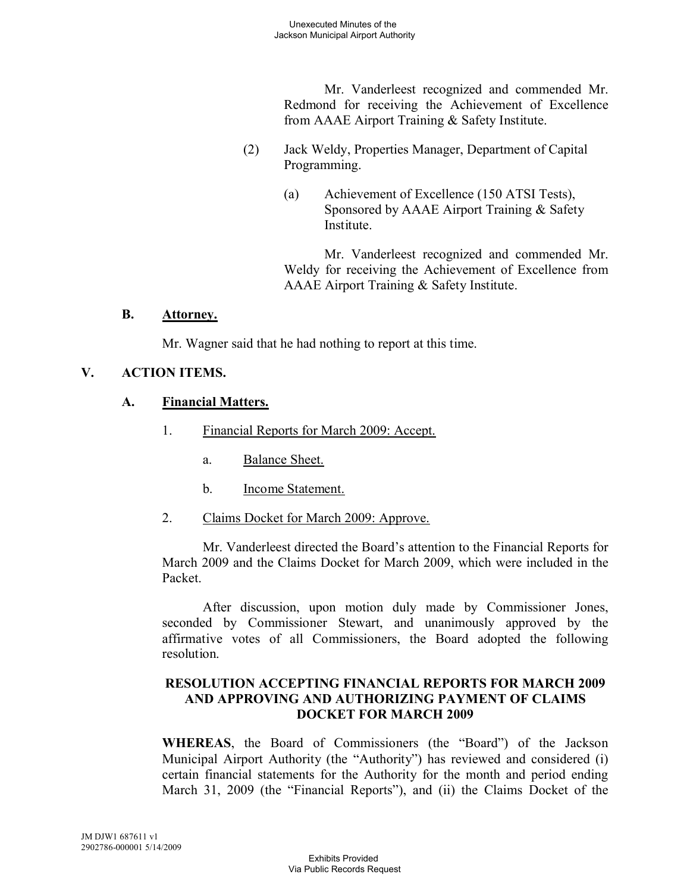Mr. Vanderleest recognized and commended Mr. Redmond for receiving the Achievement of Excellence from AAAE Airport Training & Safety Institute.

(2) Jack Weldy, Properties Manager, Department of Capital Programming.

(a) Achievement of Excellence (150 ATSI Tests), Sponsored by AAAE Airport Training & Safety Institute.

Mr. Vanderleest recognized and commended Mr. Weldy for receiving the Achievement of Excellence from AAAE Airport Training & Safety Institute.

**B. <u>Attorney.</u>**

Mr. Wagner said that he had nothing to report at this time.

**V. ACTION ITEMS.**

**A. <u>Financial Matters.</u>**

1. <u>Financial Reports for March 2009: Accept.</u>

   a. <u>Balance Sheet.</u>

   b. <u>Income Statement.</u>

2. <u>Claims Docket for March 2009: Approve.</u>

Mr. Vanderleest directed the Board's attention to the Financial Reports for March 2009 and the Claims Docket for March 2009, which were included in the Packet.

After discussion, upon motion duly made by Commissioner Jones, seconded by Commissioner Stewart, and unanimously approved by the affirmative votes of all Commissioners, the Board adopted the following resolution.

**RESOLUTION ACCEPTING FINANCIAL REPORTS FOR MARCH 2009 AND APPROVING AND AUTHORIZING PAYMENT OF CLAIMS DOCKET FOR MARCH 2009**

**WHEREAS**, the Board of Commissioners (the "Board") of the Jackson Municipal Airport Authority (the "Authority") has reviewed and considered (i) certain financial statements for the Authority for the month and period ending March 31, 2009 (the "Financial Reports"), and (ii) the Claims Docket of the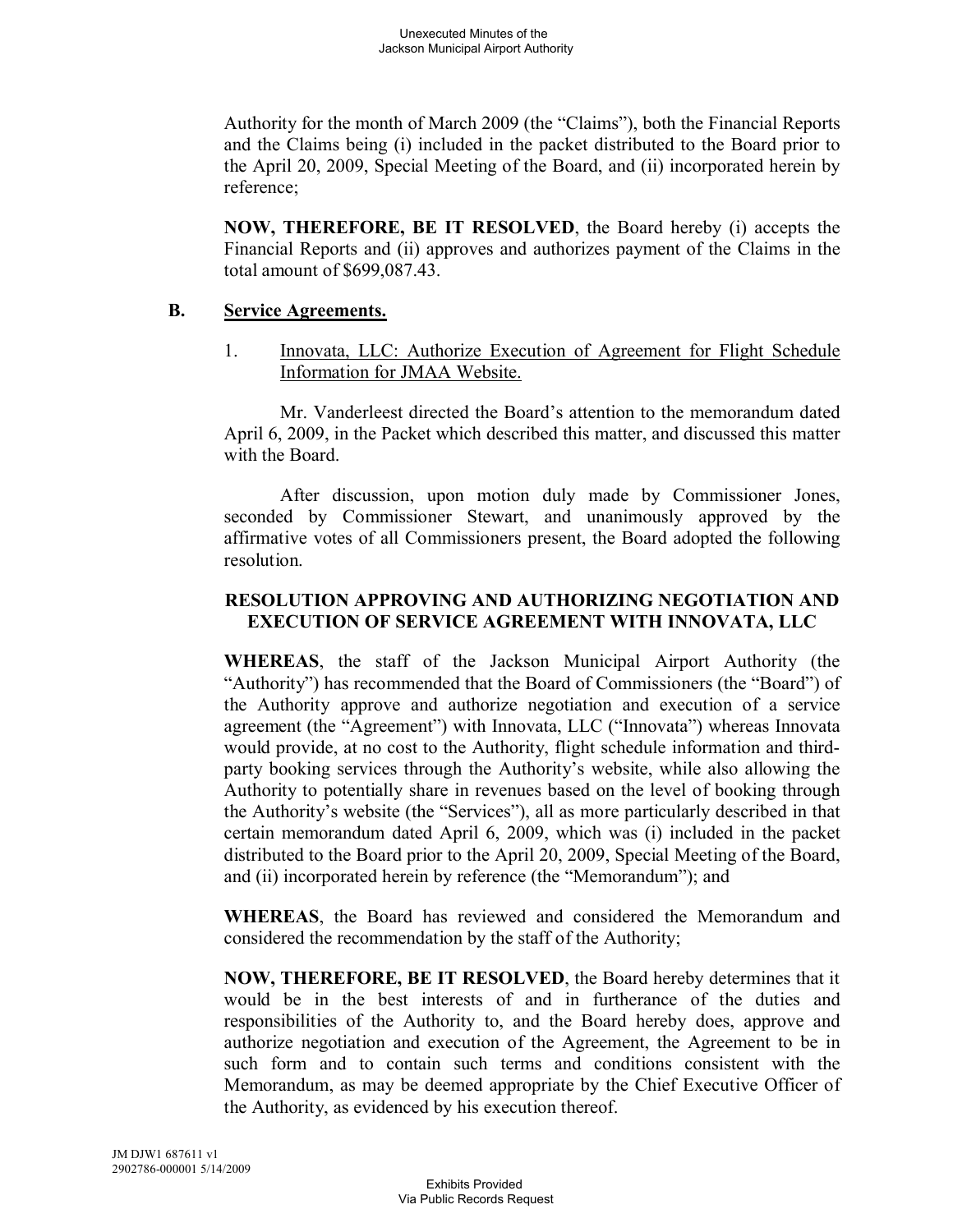Authority for the month of March 2009 (the "Claims"), both the Financial Reports and the Claims being (i) included in the packet distributed to the Board prior to the April 20, 2009, Special Meeting of the Board, and (ii) incorporated herein by reference;

**NOW, THEREFORE, BE IT RESOLVED**, the Board hereby (i) accepts the Financial Reports and (ii) approves and authorizes payment of the Claims in the total amount of $699,087.43.

### B. <u>Service Agreements.</u>

1. <u>Innovata, LLC: Authorize Execution of Agreement for Flight Schedule Information for JMAA Website.</u>

Mr. Vanderleest directed the Board's attention to the memorandum dated April 6, 2009, in the Packet which described this matter, and discussed this matter with the Board.

After discussion, upon motion duly made by Commissioner Jones, seconded by Commissioner Stewart, and unanimously approved by the affirmative votes of all Commissioners present, the Board adopted the following resolution.

**RESOLUTION APPROVING AND AUTHORIZING NEGOTIATION AND EXECUTION OF SERVICE AGREEMENT WITH INNOVATA, LLC**

**WHEREAS**, the staff of the Jackson Municipal Airport Authority (the "Authority") has recommended that the Board of Commissioners (the "Board") of the Authority approve and authorize negotiation and execution of a service agreement (the "Agreement") with Innovata, LLC ("Innovata") whereas Innovata would provide, at no cost to the Authority, flight schedule information and third-party booking services through the Authority's website, while also allowing the Authority to potentially share in revenues based on the level of booking through the Authority's website (the "Services"), all as more particularly described in that certain memorandum dated April 6, 2009, which was (i) included in the packet distributed to the Board prior to the April 20, 2009, Special Meeting of the Board, and (ii) incorporated herein by reference (the "Memorandum"); and

**WHEREAS**, the Board has reviewed and considered the Memorandum and considered the recommendation by the staff of the Authority;

**NOW, THEREFORE, BE IT RESOLVED**, the Board hereby determines that it would be in the best interests of and in furtherance of the duties and responsibilities of the Authority to, and the Board hereby does, approve and authorize negotiation and execution of the Agreement, the Agreement to be in such form and to contain such terms and conditions consistent with the Memorandum, as may be deemed appropriate by the Chief Executive Officer of the Authority, as evidenced by his execution thereof.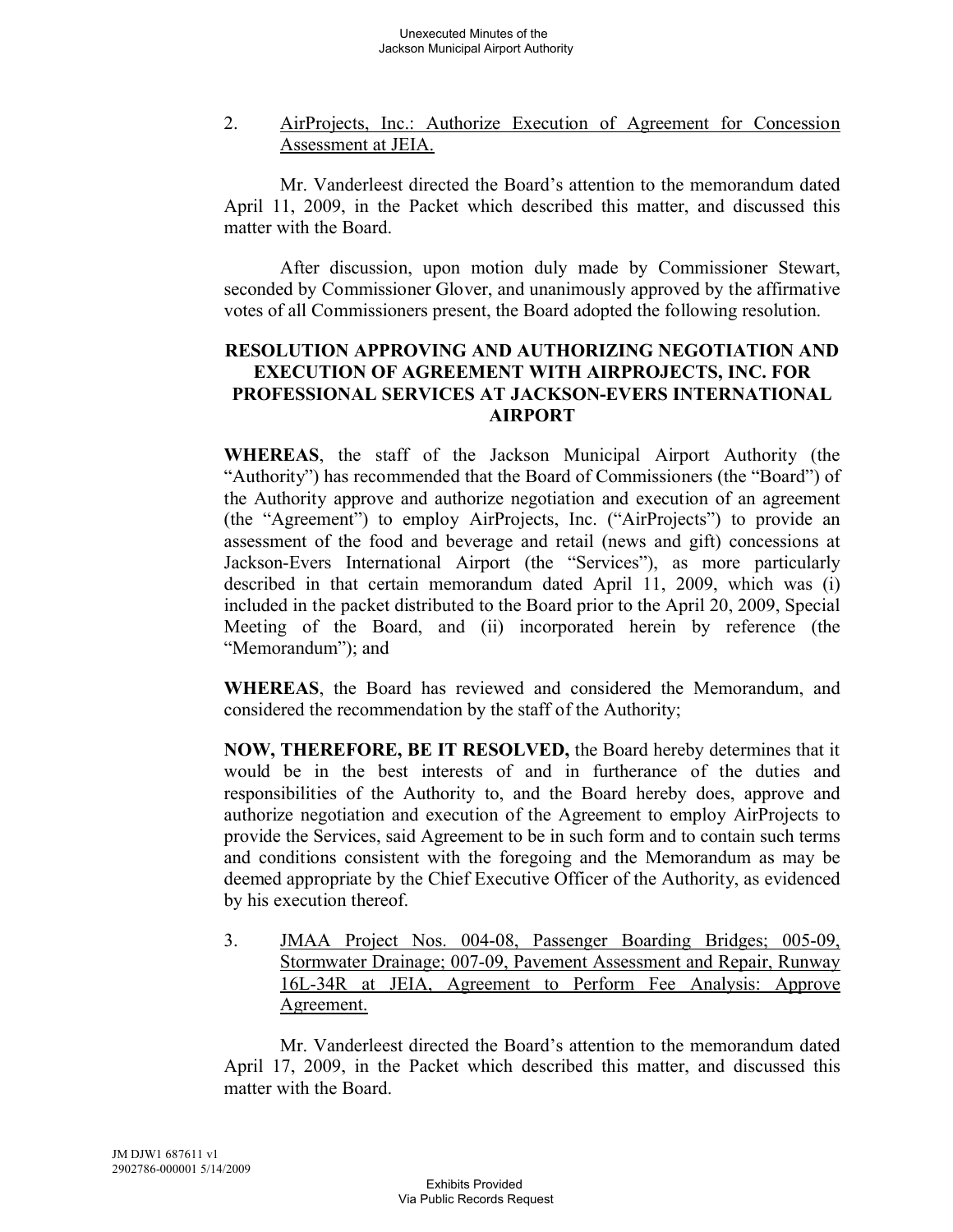2. AirProjects, Inc.: Authorize Execution of Agreement for Concession Assessment at JEIA.

Mr. Vanderleest directed the Board's attention to the memorandum dated April 11, 2009, in the Packet which described this matter, and discussed this matter with the Board.

After discussion, upon motion duly made by Commissioner Stewart, seconded by Commissioner Glover, and unanimously approved by the affirmative votes of all Commissioners present, the Board adopted the following resolution.

**RESOLUTION APPROVING AND AUTHORIZING NEGOTIATION AND EXECUTION OF AGREEMENT WITH AIRPROJECTS, INC. FOR PROFESSIONAL SERVICES AT JACKSON-EVERS INTERNATIONAL AIRPORT**

**WHEREAS**, the staff of the Jackson Municipal Airport Authority (the "Authority") has recommended that the Board of Commissioners (the "Board") of the Authority approve and authorize negotiation and execution of an agreement (the "Agreement") to employ AirProjects, Inc. ("AirProjects") to provide an assessment of the food and beverage and retail (news and gift) concessions at Jackson-Evers International Airport (the "Services"), as more particularly described in that certain memorandum dated April 11, 2009, which was (i) included in the packet distributed to the Board prior to the April 20, 2009, Special Meeting of the Board, and (ii) incorporated herein by reference (the "Memorandum"); and

**WHEREAS**, the Board has reviewed and considered the Memorandum, and considered the recommendation by the staff of the Authority;

**NOW, THEREFORE, BE IT RESOLVED,** the Board hereby determines that it would be in the best interests of and in furtherance of the duties and responsibilities of the Authority to, and the Board hereby does, approve and authorize negotiation and execution of the Agreement to employ AirProjects to provide the Services, said Agreement to be in such form and to contain such terms and conditions consistent with the foregoing and the Memorandum as may be deemed appropriate by the Chief Executive Officer of the Authority, as evidenced by his execution thereof.

3. JMAA Project Nos. 004-08, Passenger Boarding Bridges; 005-09, Stormwater Drainage; 007-09, Pavement Assessment and Repair, Runway 16L-34R at JEIA, Agreement to Perform Fee Analysis: Approve Agreement.

Mr. Vanderleest directed the Board's attention to the memorandum dated April 17, 2009, in the Packet which described this matter, and discussed this matter with the Board.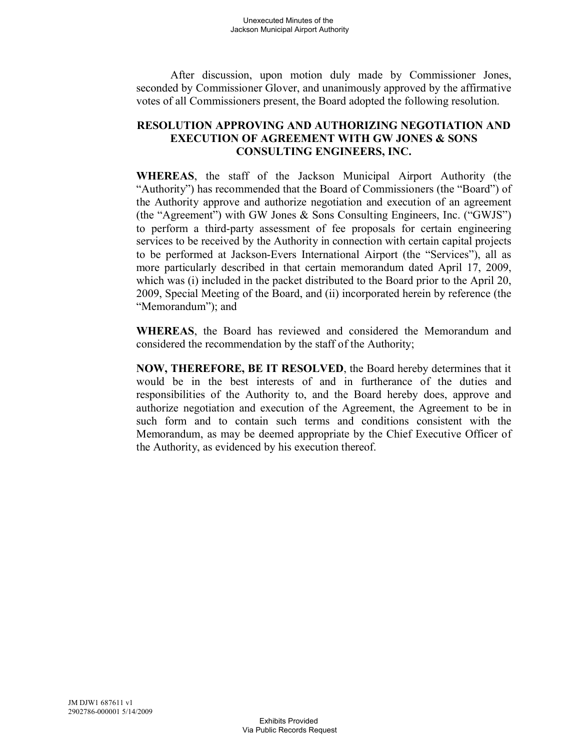After discussion, upon motion duly made by Commissioner Jones, seconded by Commissioner Glover, and unanimously approved by the affirmative votes of all Commissioners present, the Board adopted the following resolution.

**RESOLUTION APPROVING AND AUTHORIZING NEGOTIATION AND EXECUTION OF AGREEMENT WITH GW JONES & SONS CONSULTING ENGINEERS, INC.**

**WHEREAS**, the staff of the Jackson Municipal Airport Authority (the "Authority") has recommended that the Board of Commissioners (the "Board") of the Authority approve and authorize negotiation and execution of an agreement (the "Agreement") with GW Jones & Sons Consulting Engineers, Inc. ("GWJS") to perform a third-party assessment of fee proposals for certain engineering services to be received by the Authority in connection with certain capital projects to be performed at Jackson-Evers International Airport (the "Services"), all as more particularly described in that certain memorandum dated April 17, 2009, which was (i) included in the packet distributed to the Board prior to the April 20, 2009, Special Meeting of the Board, and (ii) incorporated herein by reference (the "Memorandum"); and

**WHEREAS**, the Board has reviewed and considered the Memorandum and considered the recommendation by the staff of the Authority;

**NOW, THEREFORE, BE IT RESOLVED**, the Board hereby determines that it would be in the best interests of and in furtherance of the duties and responsibilities of the Authority to, and the Board hereby does, approve and authorize negotiation and execution of the Agreement, the Agreement to be in such form and to contain such terms and conditions consistent with the Memorandum, as may be deemed appropriate by the Chief Executive Officer of the Authority, as evidenced by his execution thereof.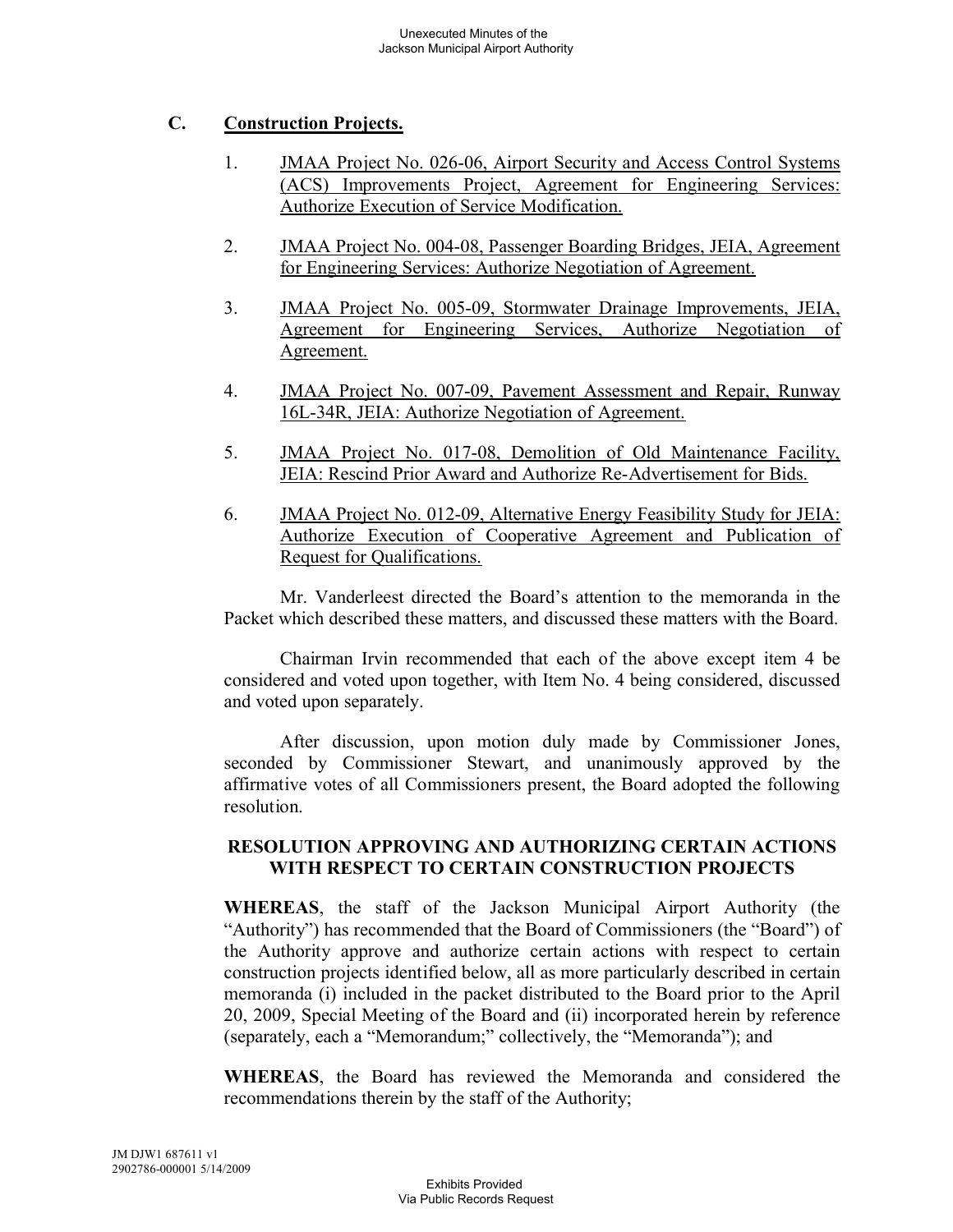## C. Construction Projects.

1. JMAA Project No. 026-06, Airport Security and Access Control Systems (ACS) Improvements Project, Agreement for Engineering Services: Authorize Execution of Service Modification.

2. JMAA Project No. 004-08, Passenger Boarding Bridges, JEIA, Agreement for Engineering Services: Authorize Negotiation of Agreement.

3. JMAA Project No. 005-09, Stormwater Drainage Improvements, JEIA, Agreement for Engineering Services, Authorize Negotiation of Agreement.

4. JMAA Project No. 007-09, Pavement Assessment and Repair, Runway 16L-34R, JEIA: Authorize Negotiation of Agreement.

5. JMAA Project No. 017-08, Demolition of Old Maintenance Facility, JEIA: Rescind Prior Award and Authorize Re-Advertisement for Bids.

6. JMAA Project No. 012-09, Alternative Energy Feasibility Study for JEIA: Authorize Execution of Cooperative Agreement and Publication of Request for Qualifications.

Mr. Vanderleest directed the Board's attention to the memoranda in the Packet which described these matters, and discussed these matters with the Board.

Chairman Irvin recommended that each of the above except item 4 be considered and voted upon together, with Item No. 4 being considered, discussed and voted upon separately.

After discussion, upon motion duly made by Commissioner Jones, seconded by Commissioner Stewart, and unanimously approved by the affirmative votes of all Commissioners present, the Board adopted the following resolution.

**RESOLUTION APPROVING AND AUTHORIZING CERTAIN ACTIONS WITH RESPECT TO CERTAIN CONSTRUCTION PROJECTS**

**WHEREAS**, the staff of the Jackson Municipal Airport Authority (the "Authority") has recommended that the Board of Commissioners (the "Board") of the Authority approve and authorize certain actions with respect to certain construction projects identified below, all as more particularly described in certain memoranda (i) included in the packet distributed to the Board prior to the April 20, 2009, Special Meeting of the Board and (ii) incorporated herein by reference (separately, each a "Memorandum;" collectively, the "Memoranda"); and

**WHEREAS**, the Board has reviewed the Memoranda and considered the recommendations therein by the staff of the Authority;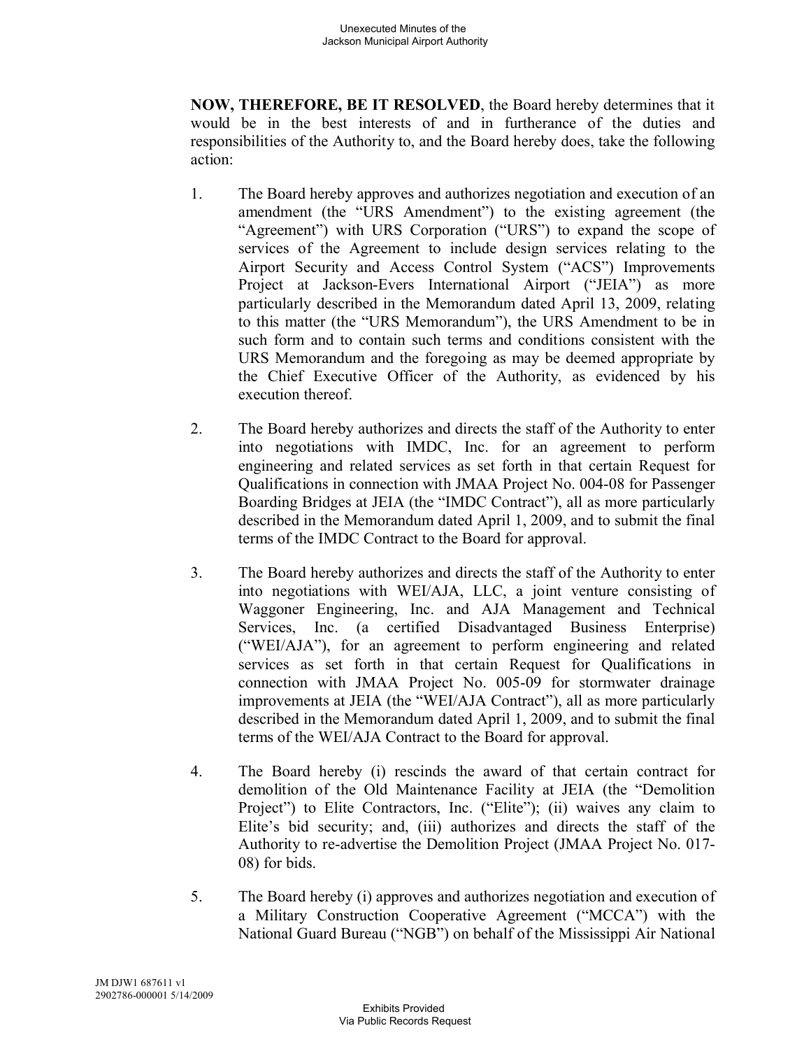**NOW, THEREFORE, BE IT RESOLVED**, the Board hereby determines that it would be in the best interests of and in furtherance of the duties and responsibilities of the Authority to, and the Board hereby does, take the following action:

1. The Board hereby approves and authorizes negotiation and execution of an amendment (the "URS Amendment") to the existing agreement (the "Agreement") with URS Corporation ("URS") to expand the scope of services of the Agreement to include design services relating to the Airport Security and Access Control System ("ACS") Improvements Project at Jackson-Evers International Airport ("JEIA") as more particularly described in the Memorandum dated April 13, 2009, relating to this matter (the "URS Memorandum"), the URS Amendment to be in such form and to contain such terms and conditions consistent with the URS Memorandum and the foregoing as may be deemed appropriate by the Chief Executive Officer of the Authority, as evidenced by his execution thereof.

2. The Board hereby authorizes and directs the staff of the Authority to enter into negotiations with IMDC, Inc. for an agreement to perform engineering and related services as set forth in that certain Request for Qualifications in connection with JMAA Project No. 004-08 for Passenger Boarding Bridges at JEIA (the "IMDC Contract"), all as more particularly described in the Memorandum dated April 1, 2009, and to submit the final terms of the IMDC Contract to the Board for approval.

3. The Board hereby authorizes and directs the staff of the Authority to enter into negotiations with WEI/AJA, LLC, a joint venture consisting of Waggoner Engineering, Inc. and AJA Management and Technical Services, Inc. (a certified Disadvantaged Business Enterprise) ("WEI/AJA"), for an agreement to perform engineering and related services as set forth in that certain Request for Qualifications in connection with JMAA Project No. 005-09 for stormwater drainage improvements at JEIA (the "WEI/AJA Contract"), all as more particularly described in the Memorandum dated April 1, 2009, and to submit the final terms of the WEI/AJA Contract to the Board for approval.

4. The Board hereby (i) rescinds the award of that certain contract for demolition of the Old Maintenance Facility at JEIA (the "Demolition Project") to Elite Contractors, Inc. ("Elite"); (ii) waives any claim to Elite's bid security; and, (iii) authorizes and directs the staff of the Authority to re-advertise the Demolition Project (JMAA Project No. 017-08) for bids.

5. The Board hereby (i) approves and authorizes negotiation and execution of a Military Construction Cooperative Agreement ("MCCA") with the National Guard Bureau ("NGB") on behalf of the Mississippi Air National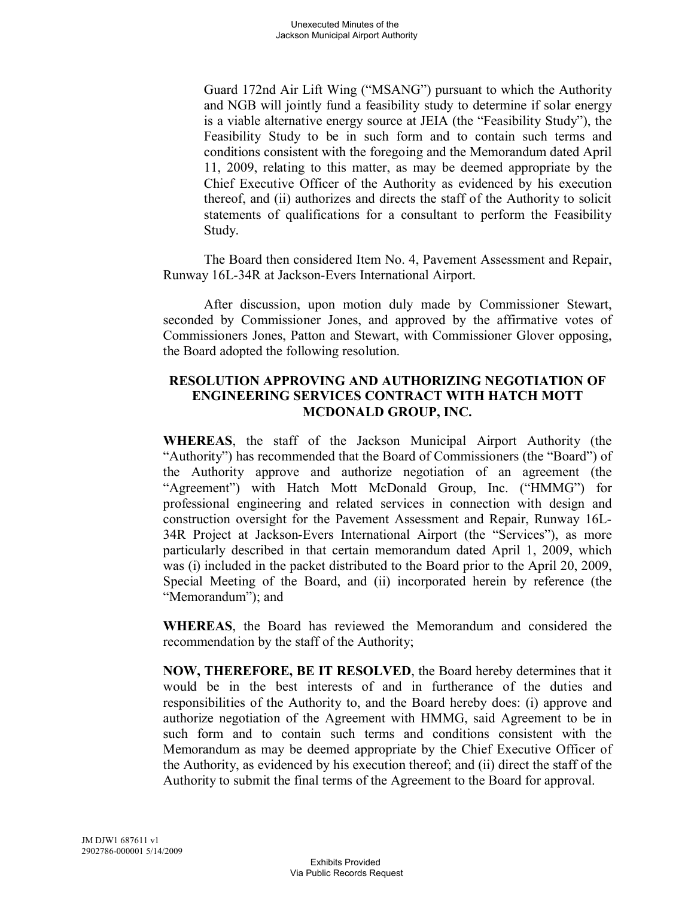Guard 172nd Air Lift Wing ("MSANG") pursuant to which the Authority and NGB will jointly fund a feasibility study to determine if solar energy is a viable alternative energy source at JEIA (the "Feasibility Study"), the Feasibility Study to be in such form and to contain such terms and conditions consistent with the foregoing and the Memorandum dated April 11, 2009, relating to this matter, as may be deemed appropriate by the Chief Executive Officer of the Authority as evidenced by his execution thereof, and (ii) authorizes and directs the staff of the Authority to solicit statements of qualifications for a consultant to perform the Feasibility Study.

The Board then considered Item No. 4, Pavement Assessment and Repair, Runway 16L-34R at Jackson-Evers International Airport.

After discussion, upon motion duly made by Commissioner Stewart, seconded by Commissioner Jones, and approved by the affirmative votes of Commissioners Jones, Patton and Stewart, with Commissioner Glover opposing, the Board adopted the following resolution.

**RESOLUTION APPROVING AND AUTHORIZING NEGOTIATION OF ENGINEERING SERVICES CONTRACT WITH HATCH MOTT MCDONALD GROUP, INC.**

**WHEREAS**, the staff of the Jackson Municipal Airport Authority (the "Authority") has recommended that the Board of Commissioners (the "Board") of the Authority approve and authorize negotiation of an agreement (the "Agreement") with Hatch Mott McDonald Group, Inc. ("HMMG") for professional engineering and related services in connection with design and construction oversight for the Pavement Assessment and Repair, Runway 16L-34R Project at Jackson-Evers International Airport (the "Services"), as more particularly described in that certain memorandum dated April 1, 2009, which was (i) included in the packet distributed to the Board prior to the April 20, 2009, Special Meeting of the Board, and (ii) incorporated herein by reference (the "Memorandum"); and

**WHEREAS**, the Board has reviewed the Memorandum and considered the recommendation by the staff of the Authority;

**NOW, THEREFORE, BE IT RESOLVED**, the Board hereby determines that it would be in the best interests of and in furtherance of the duties and responsibilities of the Authority to, and the Board hereby does: (i) approve and authorize negotiation of the Agreement with HMMG, said Agreement to be in such form and to contain such terms and conditions consistent with the Memorandum as may be deemed appropriate by the Chief Executive Officer of the Authority, as evidenced by his execution thereof; and (ii) direct the staff of the Authority to submit the final terms of the Agreement to the Board for approval.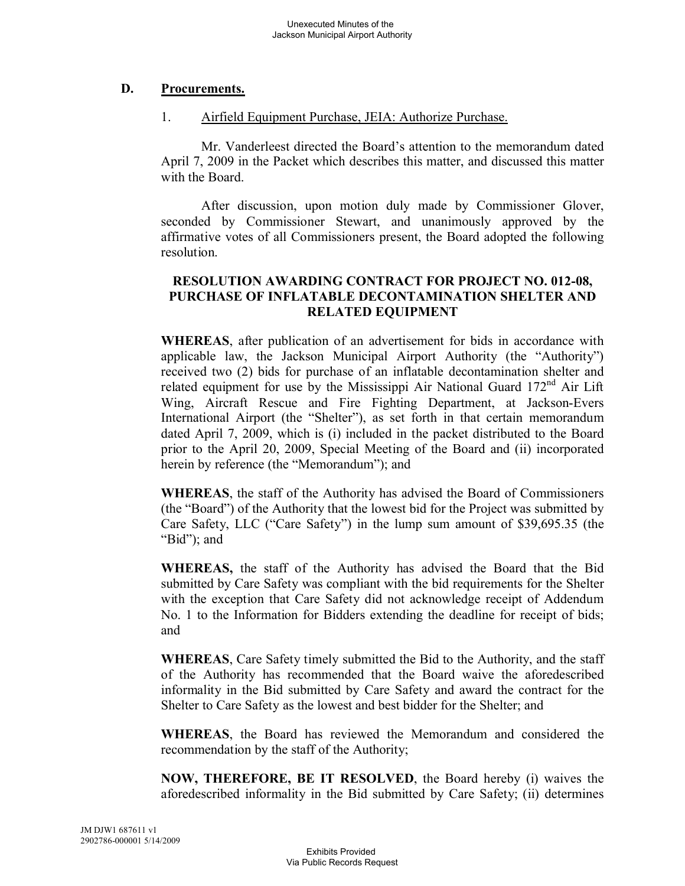## D. Procurements.

1. Airfield Equipment Purchase, JEIA: Authorize Purchase.

Mr. Vanderleest directed the Board's attention to the memorandum dated April 7, 2009 in the Packet which describes this matter, and discussed this matter with the Board.

After discussion, upon motion duly made by Commissioner Glover, seconded by Commissioner Stewart, and unanimously approved by the affirmative votes of all Commissioners present, the Board adopted the following resolution.

**RESOLUTION AWARDING CONTRACT FOR PROJECT NO. 012-08, PURCHASE OF INFLATABLE DECONTAMINATION SHELTER AND RELATED EQUIPMENT**

**WHEREAS**, after publication of an advertisement for bids in accordance with applicable law, the Jackson Municipal Airport Authority (the "Authority") received two (2) bids for purchase of an inflatable decontamination shelter and related equipment for use by the Mississippi Air National Guard 172nd Air Lift Wing, Aircraft Rescue and Fire Fighting Department, at Jackson-Evers International Airport (the "Shelter"), as set forth in that certain memorandum dated April 7, 2009, which is (i) included in the packet distributed to the Board prior to the April 20, 2009, Special Meeting of the Board and (ii) incorporated herein by reference (the "Memorandum"); and

**WHEREAS**, the staff of the Authority has advised the Board of Commissioners (the "Board") of the Authority that the lowest bid for the Project was submitted by Care Safety, LLC ("Care Safety") in the lump sum amount of $39,695.35 (the "Bid"); and

**WHEREAS,** the staff of the Authority has advised the Board that the Bid submitted by Care Safety was compliant with the bid requirements for the Shelter with the exception that Care Safety did not acknowledge receipt of Addendum No. 1 to the Information for Bidders extending the deadline for receipt of bids; and

**WHEREAS**, Care Safety timely submitted the Bid to the Authority, and the staff of the Authority has recommended that the Board waive the aforedescribed informality in the Bid submitted by Care Safety and award the contract for the Shelter to Care Safety as the lowest and best bidder for the Shelter; and

**WHEREAS**, the Board has reviewed the Memorandum and considered the recommendation by the staff of the Authority;

**NOW, THEREFORE, BE IT RESOLVED**, the Board hereby (i) waives the aforedescribed informality in the Bid submitted by Care Safety; (ii) determines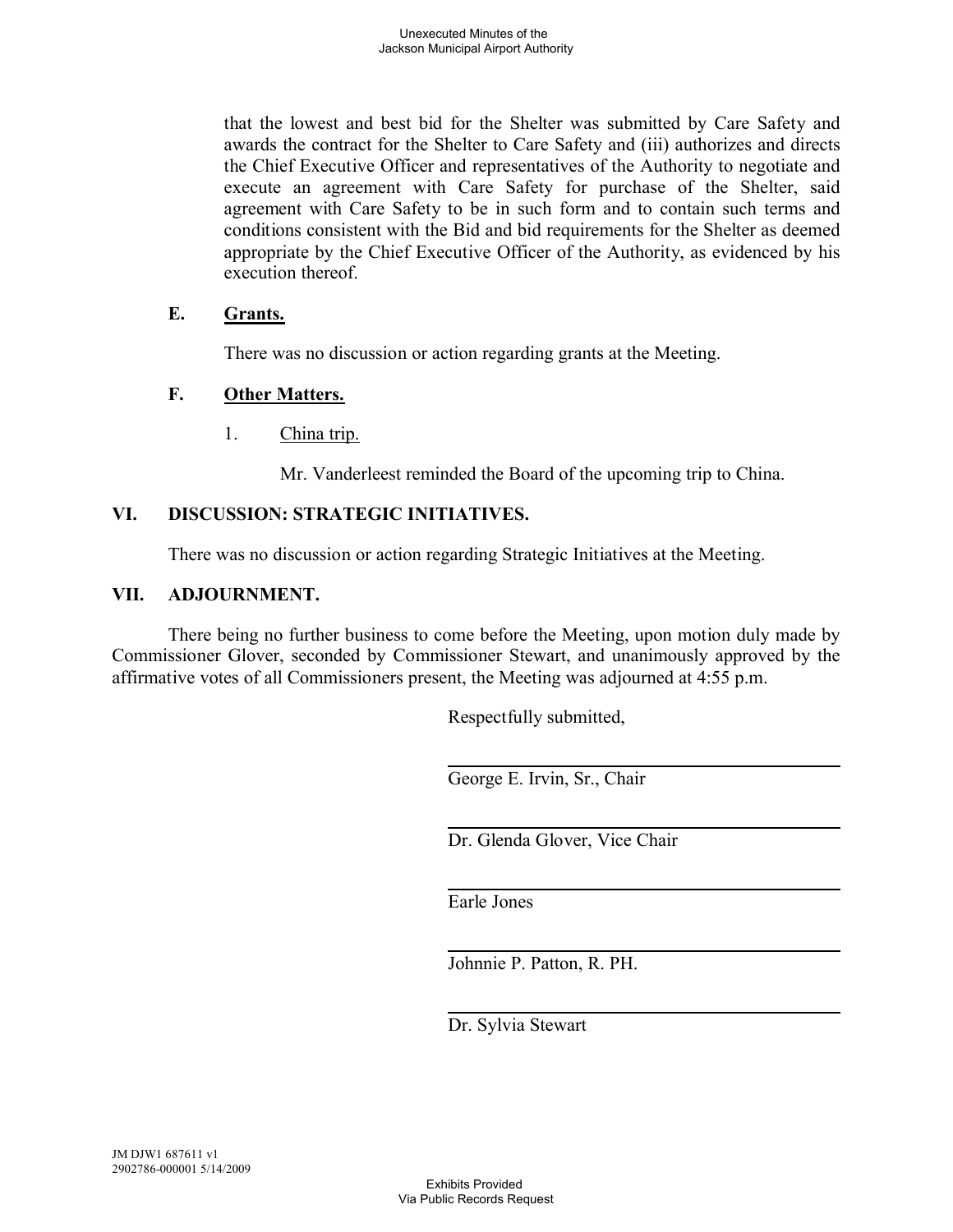that the lowest and best bid for the Shelter was submitted by Care Safety and awards the contract for the Shelter to Care Safety and (iii) authorizes and directs the Chief Executive Officer and representatives of the Authority to negotiate and execute an agreement with Care Safety for purchase of the Shelter, said agreement with Care Safety to be in such form and to contain such terms and conditions consistent with the Bid and bid requirements for the Shelter as deemed appropriate by the Chief Executive Officer of the Authority, as evidenced by his execution thereof.

### E. Grants.

There was no discussion or action regarding grants at the Meeting.

### F. Other Matters.

1. China trip.

Mr. Vanderleest reminded the Board of the upcoming trip to China.

## VI. DISCUSSION: STRATEGIC INITIATIVES.

There was no discussion or action regarding Strategic Initiatives at the Meeting.

## VII. ADJOURNMENT.

There being no further business to come before the Meeting, upon motion duly made by Commissioner Glover, seconded by Commissioner Stewart, and unanimously approved by the affirmative votes of all Commissioners present, the Meeting was adjourned at 4:55 p.m.

Respectfully submitted,

George E. Irvin, Sr., Chair

Dr. Glenda Glover, Vice Chair

Earle Jones

Johnnie P. Patton, R. PH.

Dr. Sylvia Stewart

JM DJW1 687611 v1
2902786-000001 5/14/2009